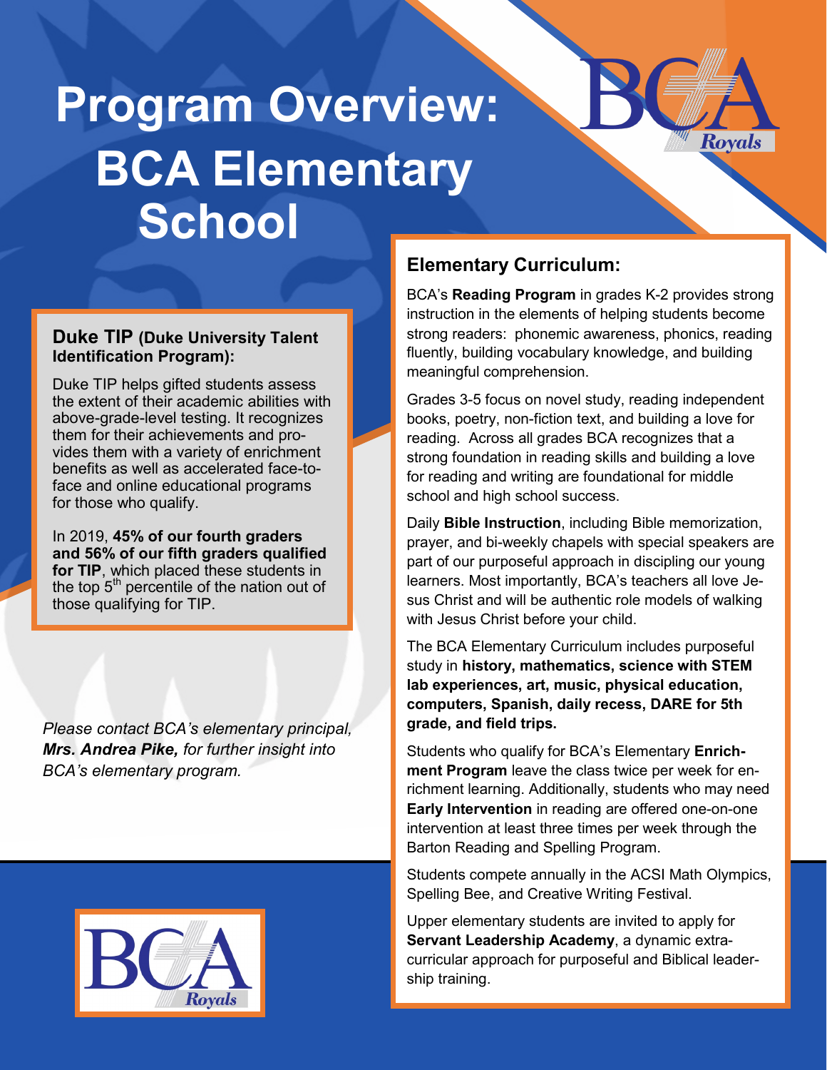# Program Overview: BCA Elementary School

### Duke TIP (Duke University Talent Identification Program):

Duke TIP helps gifted students assess the extent of their academic abilities with above-grade-level testing. It recognizes them for their achievements and provides them with a variety of enrichment benefits as well as accelerated face-to-face and online educational programs for those who qualify.

In 2019, **45% of our fourth graders and 56% of our fifth graders qualified for TIP**, which placed these students in the top 5th percentile of the nation out of those qualifying for TIP.

*Please contact BCA's elementary principal, **Mrs. Andrea Pike,** for further insight into BCA's elementary program.*

## Elementary Curriculum:

BCA's **Reading Program** in grades K-2 provides strong instruction in the elements of helping students become strong readers: phonemic awareness, phonics, reading fluently, building vocabulary knowledge, and building meaningful comprehension.

Grades 3-5 focus on novel study, reading independent books, poetry, non-fiction text, and building a love for reading. Across all grades BCA recognizes that a strong foundation in reading skills and building a love for reading and writing are foundational for middle school and high school success.

Daily **Bible Instruction**, including Bible memorization, prayer, and bi-weekly chapels with special speakers are part of our purposeful approach in discipling our young learners. Most importantly, BCA's teachers all love Jesus Christ and will be authentic role models of walking with Jesus Christ before your child.

The BCA Elementary Curriculum includes purposeful study in **history, mathematics, science with STEM lab experiences, art, music, physical education, computers, Spanish, daily recess, DARE for 5th grade, and field trips.**

Students who qualify for BCA's Elementary **Enrichment Program** leave the class twice per week for enrichment learning. Additionally, students who may need **Early Intervention** in reading are offered one-on-one intervention at least three times per week through the Barton Reading and Spelling Program.

Students compete annually in the ACSI Math Olympics, Spelling Bee, and Creative Writing Festival.

Upper elementary students are invited to apply for **Servant Leadership Academy**, a dynamic extra-curricular approach for purposeful and Biblical leadership training.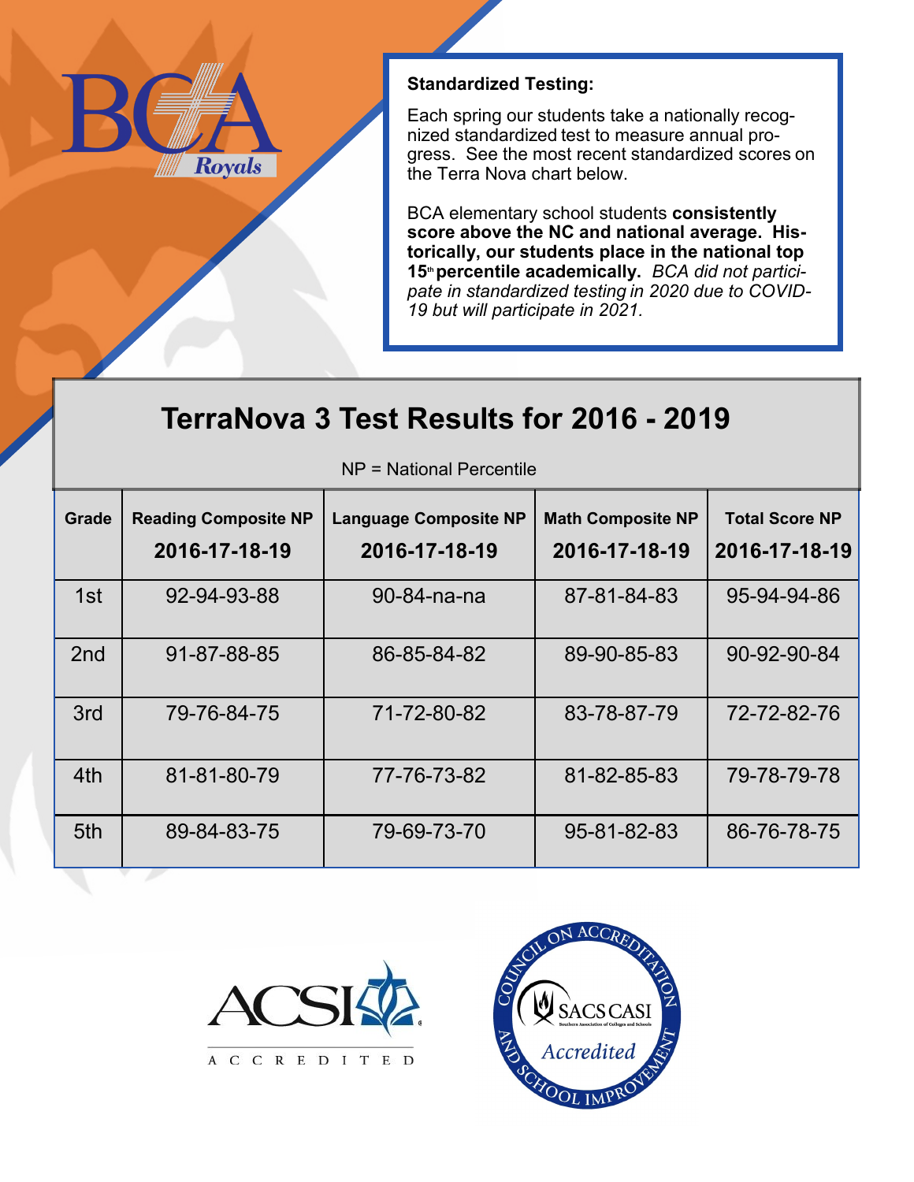**Standardized Testing:**

Each spring our students take a nationally recognized standardized test to measure annual progress. See the most recent standardized scores on the Terra Nova chart below.

BCA elementary school students **consistently score above the NC and national average. Historically, our students place in the national top 15th percentile academically.** *BCA did not participate in standardized testing in 2020 due to COVID-19 but will participate in 2021.*

## TerraNova 3 Test Results for 2016 - 2019

NP = National Percentile

| Grade | Reading Composite NP 2016-17-18-19 | Language Composite NP 2016-17-18-19 | Math Composite NP 2016-17-18-19 | Total Score NP 2016-17-18-19 |
|---|---|---|---|---|
| 1st | 92-94-93-88 | 90-84-na-na | 87-81-84-83 | 95-94-94-86 |
| 2nd | 91-87-88-85 | 86-85-84-82 | 89-90-85-83 | 90-92-90-84 |
| 3rd | 79-76-84-75 | 71-72-80-82 | 83-78-87-79 | 72-72-82-76 |
| 4th | 81-81-80-79 | 77-76-73-82 | 81-82-85-83 | 79-78-79-78 |
| 5th | 89-84-83-75 | 79-69-73-70 | 95-81-82-83 | 86-76-78-75 |